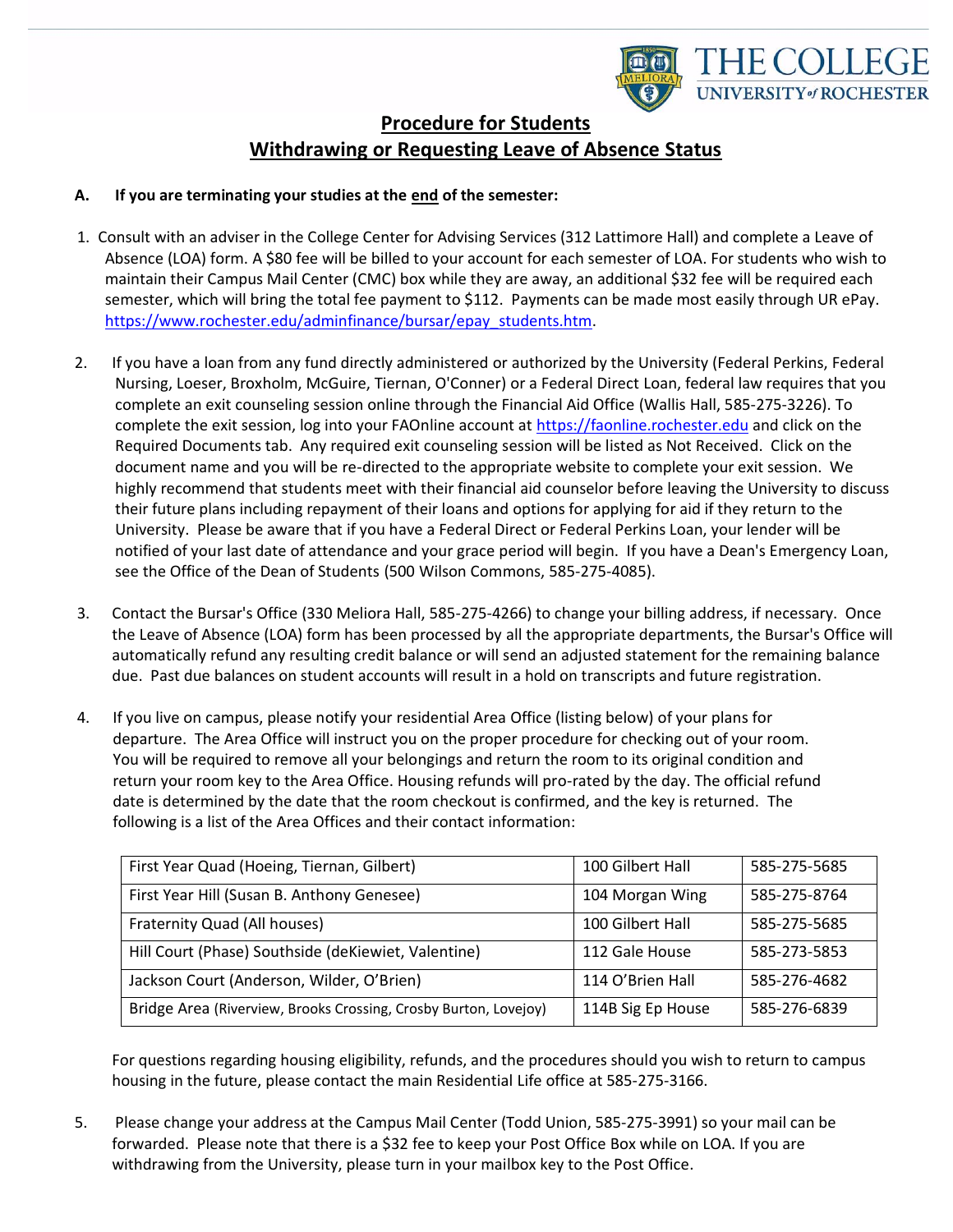# Procedure for Students
# Withdrawing or Requesting Leave of Absence Status

**A. If you are terminating your studies at the end of the semester:**

1. Consult with an adviser in the College Center for Advising Services (312 Lattimore Hall) and complete a Leave of Absence (LOA) form. A $80 fee will be billed to your account for each semester of LOA. For students who wish to maintain their Campus Mail Center (CMC) box while they are away, an additional $32 fee will be required each semester, which will bring the total fee payment to $112. Payments can be made most easily through UR ePay. https://www.rochester.edu/adminfinance/bursar/epay_students.htm.

2. If you have a loan from any fund directly administered or authorized by the University (Federal Perkins, Federal Nursing, Loeser, Broxholm, McGuire, Tiernan, O'Conner) or a Federal Direct Loan, federal law requires that you complete an exit counseling session online through the Financial Aid Office (Wallis Hall, 585-275-3226). To complete the exit session, log into your FAOnline account at https://faonline.rochester.edu and click on the Required Documents tab. Any required exit counseling session will be listed as Not Received. Click on the document name and you will be re-directed to the appropriate website to complete your exit session. We highly recommend that students meet with their financial aid counselor before leaving the University to discuss their future plans including repayment of their loans and options for applying for aid if they return to the University. Please be aware that if you have a Federal Direct or Federal Perkins Loan, your lender will be notified of your last date of attendance and your grace period will begin. If you have a Dean's Emergency Loan, see the Office of the Dean of Students (500 Wilson Commons, 585-275-4085).

3. Contact the Bursar's Office (330 Meliora Hall, 585-275-4266) to change your billing address, if necessary. Once the Leave of Absence (LOA) form has been processed by all the appropriate departments, the Bursar's Office will automatically refund any resulting credit balance or will send an adjusted statement for the remaining balance due. Past due balances on student accounts will result in a hold on transcripts and future registration.

4. If you live on campus, please notify your residential Area Office (listing below) of your plans for departure. The Area Office will instruct you on the proper procedure for checking out of your room. You will be required to remove all your belongings and return the room to its original condition and return your room key to the Area Office. Housing refunds will pro-rated by the day. The official refund date is determined by the date that the room checkout is confirmed, and the key is returned. The following is a list of the Area Offices and their contact information:

| | | |
|---|---|---|
| First Year Quad (Hoeing, Tiernan, Gilbert) | 100 Gilbert Hall | 585-275-5685 |
| First Year Hill (Susan B. Anthony Genesee) | 104 Morgan Wing | 585-275-8764 |
| Fraternity Quad (All houses) | 100 Gilbert Hall | 585-275-5685 |
| Hill Court (Phase) Southside (deKiewiet, Valentine) | 112 Gale House | 585-273-5853 |
| Jackson Court (Anderson, Wilder, O'Brien) | 114 O'Brien Hall | 585-276-4682 |
| Bridge Area (Riverview, Brooks Crossing, Crosby Burton, Lovejoy) | 114B Sig Ep House | 585-276-6839 |

For questions regarding housing eligibility, refunds, and the procedures should you wish to return to campus housing in the future, please contact the main Residential Life office at 585-275-3166.

5. Please change your address at the Campus Mail Center (Todd Union, 585-275-3991) so your mail can be forwarded. Please note that there is a $32 fee to keep your Post Office Box while on LOA. If you are withdrawing from the University, please turn in your mailbox key to the Post Office.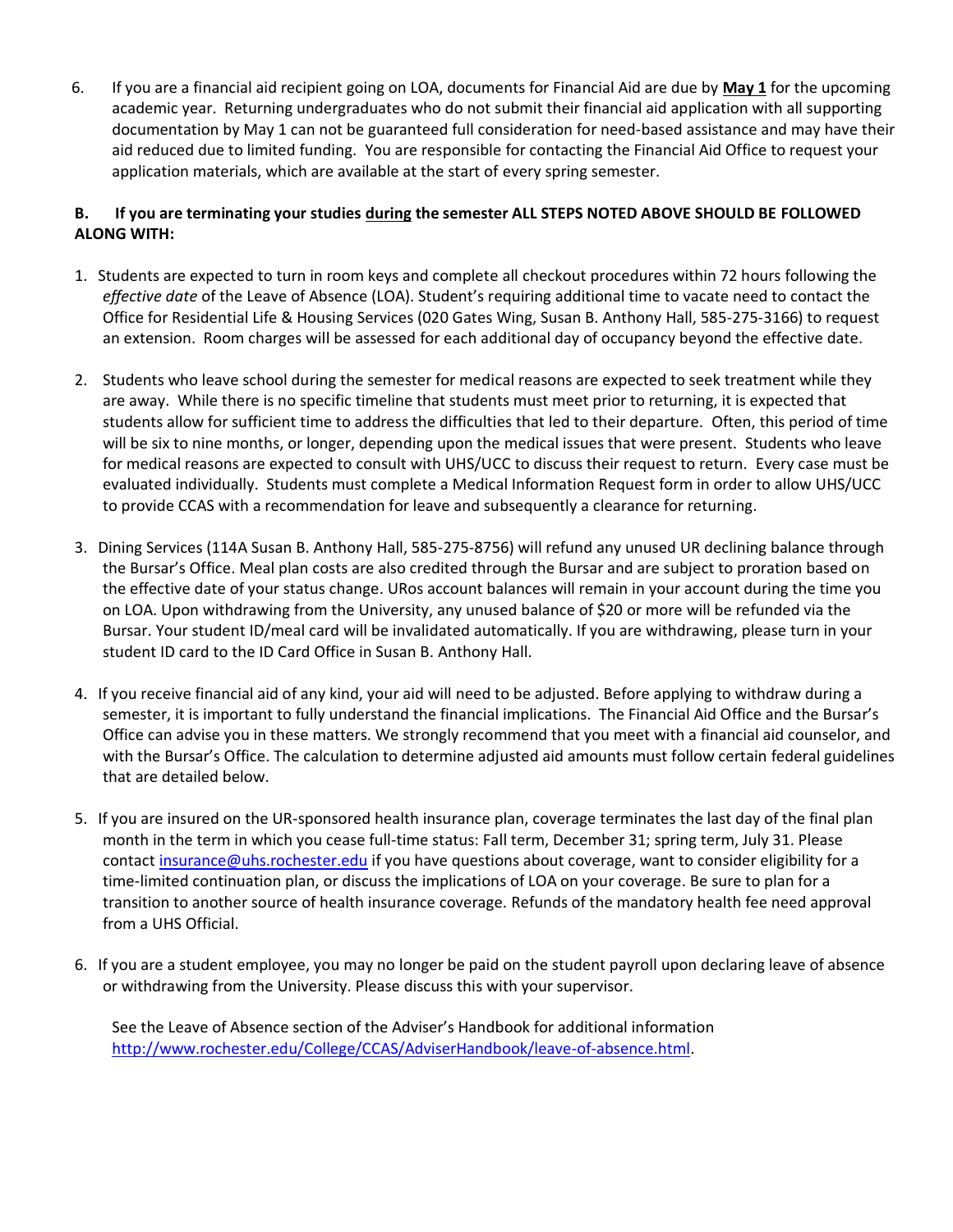6. If you are a financial aid recipient going on LOA, documents for Financial Aid are due by **May 1** for the upcoming academic year. Returning undergraduates who do not submit their financial aid application with all supporting documentation by May 1 can not be guaranteed full consideration for need-based assistance and may have their aid reduced due to limited funding. You are responsible for contacting the Financial Aid Office to request your application materials, which are available at the start of every spring semester.

**B. If you are terminating your studies <u>during</u> the semester ALL STEPS NOTED ABOVE SHOULD BE FOLLOWED ALONG WITH:**

1. Students are expected to turn in room keys and complete all checkout procedures within 72 hours following the *effective date* of the Leave of Absence (LOA). Student's requiring additional time to vacate need to contact the Office for Residential Life & Housing Services (020 Gates Wing, Susan B. Anthony Hall, 585-275-3166) to request an extension. Room charges will be assessed for each additional day of occupancy beyond the effective date.

2. Students who leave school during the semester for medical reasons are expected to seek treatment while they are away. While there is no specific timeline that students must meet prior to returning, it is expected that students allow for sufficient time to address the difficulties that led to their departure. Often, this period of time will be six to nine months, or longer, depending upon the medical issues that were present. Students who leave for medical reasons are expected to consult with UHS/UCC to discuss their request to return. Every case must be evaluated individually. Students must complete a Medical Information Request form in order to allow UHS/UCC to provide CCAS with a recommendation for leave and subsequently a clearance for returning.

3. Dining Services (114A Susan B. Anthony Hall, 585-275-8756) will refund any unused UR declining balance through the Bursar's Office. Meal plan costs are also credited through the Bursar and are subject to proration based on the effective date of your status change. URos account balances will remain in your account during the time you on LOA. Upon withdrawing from the University, any unused balance of $20 or more will be refunded via the Bursar. Your student ID/meal card will be invalidated automatically. If you are withdrawing, please turn in your student ID card to the ID Card Office in Susan B. Anthony Hall.

4. If you receive financial aid of any kind, your aid will need to be adjusted. Before applying to withdraw during a semester, it is important to fully understand the financial implications. The Financial Aid Office and the Bursar's Office can advise you in these matters. We strongly recommend that you meet with a financial aid counselor, and with the Bursar's Office. The calculation to determine adjusted aid amounts must follow certain federal guidelines that are detailed below.

5. If you are insured on the UR-sponsored health insurance plan, coverage terminates the last day of the final plan month in the term in which you cease full-time status: Fall term, December 31; spring term, July 31. Please contact [insurance@uhs.rochester.edu](mailto:insurance@uhs.rochester.edu) if you have questions about coverage, want to consider eligibility for a time-limited continuation plan, or discuss the implications of LOA on your coverage. Be sure to plan for a transition to another source of health insurance coverage. Refunds of the mandatory health fee need approval from a UHS Official.

6. If you are a student employee, you may no longer be paid on the student payroll upon declaring leave of absence or withdrawing from the University. Please discuss this with your supervisor.

See the Leave of Absence section of the Adviser's Handbook for additional information [http://www.rochester.edu/College/CCAS/AdviserHandbook/leave-of-absence.html](http://www.rochester.edu/College/CCAS/AdviserHandbook/leave-of-absence.html).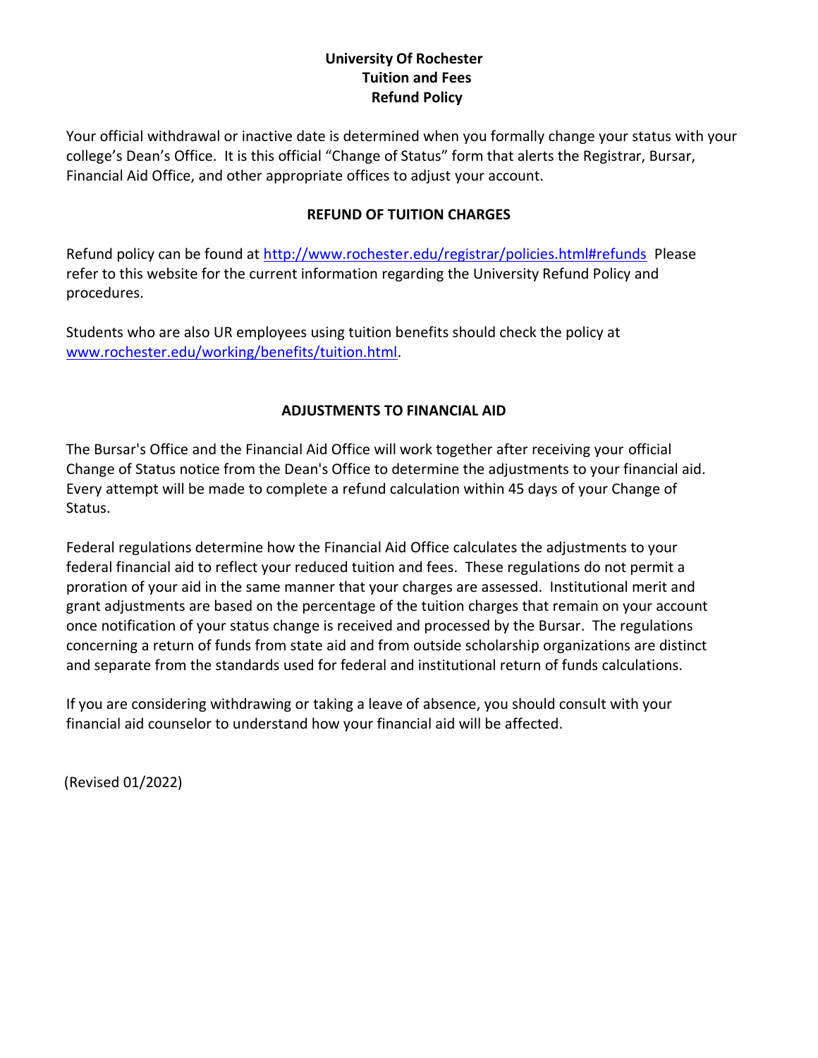# University Of Rochester
## Tuition and Fees
## Refund Policy

Your official withdrawal or inactive date is determined when you formally change your status with your college's Dean's Office. It is this official "Change of Status" form that alerts the Registrar, Bursar, Financial Aid Office, and other appropriate offices to adjust your account.

## REFUND OF TUITION CHARGES

Refund policy can be found at [http://www.rochester.edu/registrar/policies.html#refunds](http://www.rochester.edu/registrar/policies.html#refunds) Please refer to this website for the current information regarding the University Refund Policy and procedures.

Students who are also UR employees using tuition benefits should check the policy at [www.rochester.edu/working/benefits/tuition.html](http://www.rochester.edu/working/benefits/tuition.html).

## ADJUSTMENTS TO FINANCIAL AID

The Bursar's Office and the Financial Aid Office will work together after receiving your official Change of Status notice from the Dean's Office to determine the adjustments to your financial aid. Every attempt will be made to complete a refund calculation within 45 days of your Change of Status.

Federal regulations determine how the Financial Aid Office calculates the adjustments to your federal financial aid to reflect your reduced tuition and fees. These regulations do not permit a proration of your aid in the same manner that your charges are assessed. Institutional merit and grant adjustments are based on the percentage of the tuition charges that remain on your account once notification of your status change is received and processed by the Bursar. The regulations concerning a return of funds from state aid and from outside scholarship organizations are distinct and separate from the standards used for federal and institutional return of funds calculations.

If you are considering withdrawing or taking a leave of absence, you should consult with your financial aid counselor to understand how your financial aid will be affected.

(Revised 01/2022)